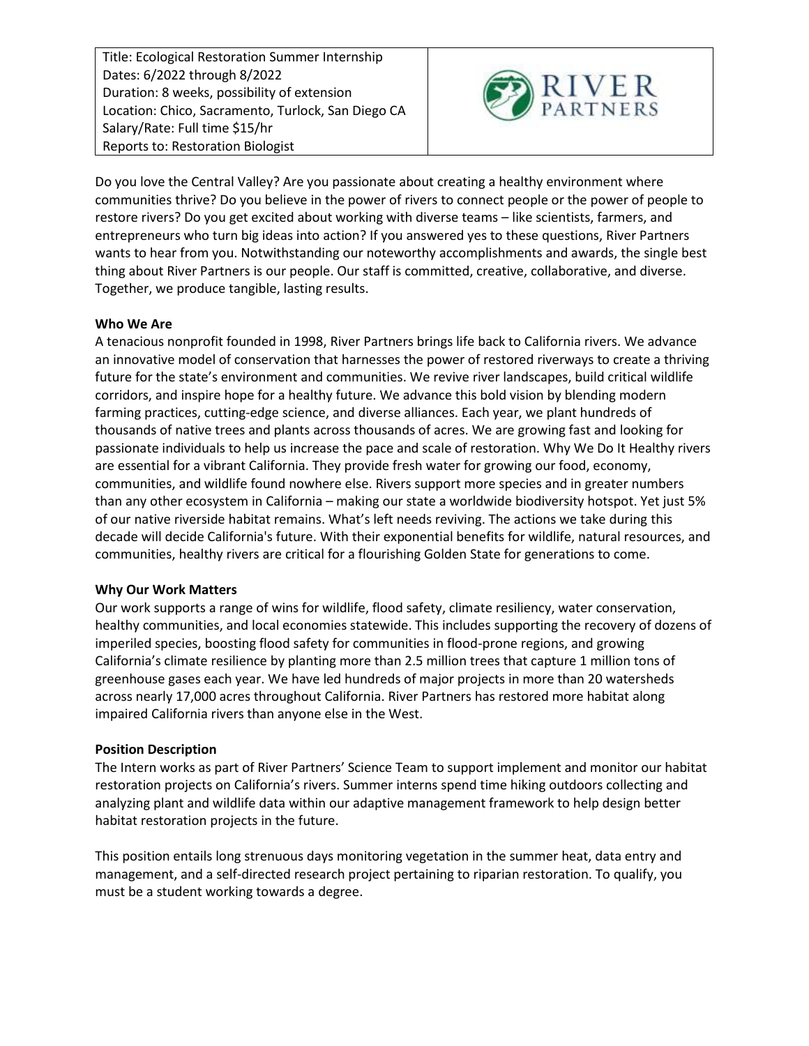Title: Ecological Restoration Summer Internship
Dates: 6/2022 through 8/2022
Duration: 8 weeks, possibility of extension
Location: Chico, Sacramento, Turlock, San Diego CA
Salary/Rate: Full time $15/hr
Reports to: Restoration Biologist

RIVER PARTNERS

Do you love the Central Valley? Are you passionate about creating a healthy environment where communities thrive? Do you believe in the power of rivers to connect people or the power of people to restore rivers? Do you get excited about working with diverse teams – like scientists, farmers, and entrepreneurs who turn big ideas into action? If you answered yes to these questions, River Partners wants to hear from you. Notwithstanding our noteworthy accomplishments and awards, the single best thing about River Partners is our people. Our staff is committed, creative, collaborative, and diverse. Together, we produce tangible, lasting results.

**Who We Are**

A tenacious nonprofit founded in 1998, River Partners brings life back to California rivers. We advance an innovative model of conservation that harnesses the power of restored riverways to create a thriving future for the state's environment and communities. We revive river landscapes, build critical wildlife corridors, and inspire hope for a healthy future. We advance this bold vision by blending modern farming practices, cutting-edge science, and diverse alliances. Each year, we plant hundreds of thousands of native trees and plants across thousands of acres. We are growing fast and looking for passionate individuals to help us increase the pace and scale of restoration. Why We Do It Healthy rivers are essential for a vibrant California. They provide fresh water for growing our food, economy, communities, and wildlife found nowhere else. Rivers support more species and in greater numbers than any other ecosystem in California – making our state a worldwide biodiversity hotspot. Yet just 5% of our native riverside habitat remains. What's left needs reviving. The actions we take during this decade will decide California's future. With their exponential benefits for wildlife, natural resources, and communities, healthy rivers are critical for a flourishing Golden State for generations to come.

**Why Our Work Matters**

Our work supports a range of wins for wildlife, flood safety, climate resiliency, water conservation, healthy communities, and local economies statewide. This includes supporting the recovery of dozens of imperiled species, boosting flood safety for communities in flood-prone regions, and growing California's climate resilience by planting more than 2.5 million trees that capture 1 million tons of greenhouse gases each year. We have led hundreds of major projects in more than 20 watersheds across nearly 17,000 acres throughout California. River Partners has restored more habitat along impaired California rivers than anyone else in the West.

**Position Description**

The Intern works as part of River Partners' Science Team to support implement and monitor our habitat restoration projects on California's rivers. Summer interns spend time hiking outdoors collecting and analyzing plant and wildlife data within our adaptive management framework to help design better habitat restoration projects in the future.

This position entails long strenuous days monitoring vegetation in the summer heat, data entry and management, and a self-directed research project pertaining to riparian restoration. To qualify, you must be a student working towards a degree.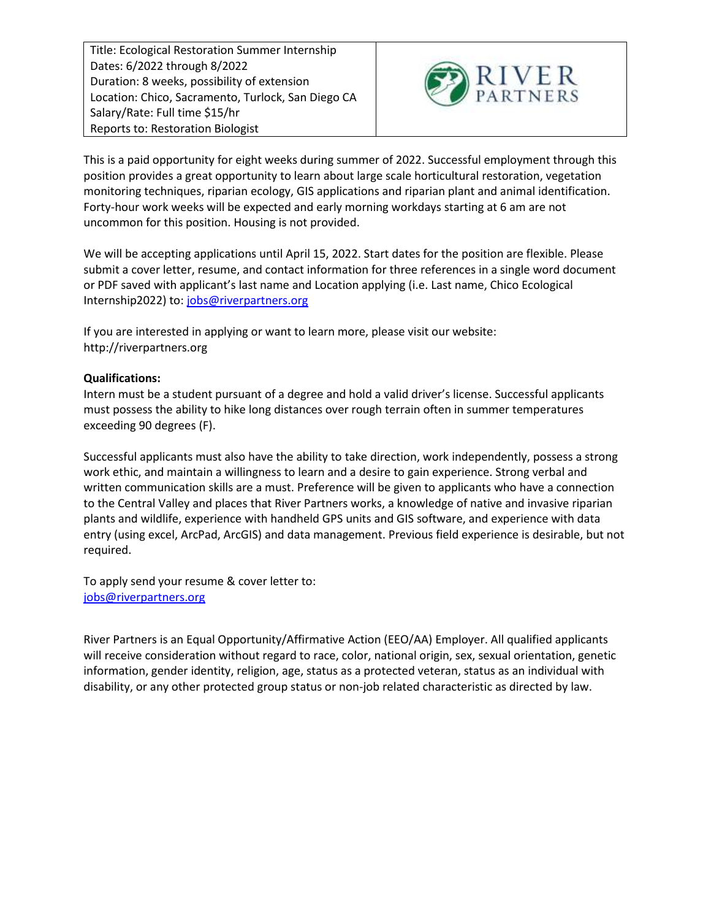| | |
|---|---|
| Title: Ecological Restoration Summer Internship<br>Dates: 6/2022 through 8/2022<br>Duration: 8 weeks, possibility of extension<br>Location: Chico, Sacramento, Turlock, San Diego CA<br>Salary/Rate: Full time $15/hr<br>Reports to: Restoration Biologist | RIVER PARTNERS |

This is a paid opportunity for eight weeks during summer of 2022. Successful employment through this position provides a great opportunity to learn about large scale horticultural restoration, vegetation monitoring techniques, riparian ecology, GIS applications and riparian plant and animal identification. Forty-hour work weeks will be expected and early morning workdays starting at 6 am are not uncommon for this position. Housing is not provided.

We will be accepting applications until April 15, 2022. Start dates for the position are flexible. Please submit a cover letter, resume, and contact information for three references in a single word document or PDF saved with applicant's last name and Location applying (i.e. Last name, Chico Ecological Internship2022) to: jobs@riverpartners.org

If you are interested in applying or want to learn more, please visit our website: http://riverpartners.org

**Qualifications:**

Intern must be a student pursuant of a degree and hold a valid driver's license. Successful applicants must possess the ability to hike long distances over rough terrain often in summer temperatures exceeding 90 degrees (F).

Successful applicants must also have the ability to take direction, work independently, possess a strong work ethic, and maintain a willingness to learn and a desire to gain experience. Strong verbal and written communication skills are a must. Preference will be given to applicants who have a connection to the Central Valley and places that River Partners works, a knowledge of native and invasive riparian plants and wildlife, experience with handheld GPS units and GIS software, and experience with data entry (using excel, ArcPad, ArcGIS) and data management. Previous field experience is desirable, but not required.

To apply send your resume & cover letter to:
jobs@riverpartners.org

River Partners is an Equal Opportunity/Affirmative Action (EEO/AA) Employer. All qualified applicants will receive consideration without regard to race, color, national origin, sex, sexual orientation, genetic information, gender identity, religion, age, status as a protected veteran, status as an individual with disability, or any other protected group status or non-job related characteristic as directed by law.